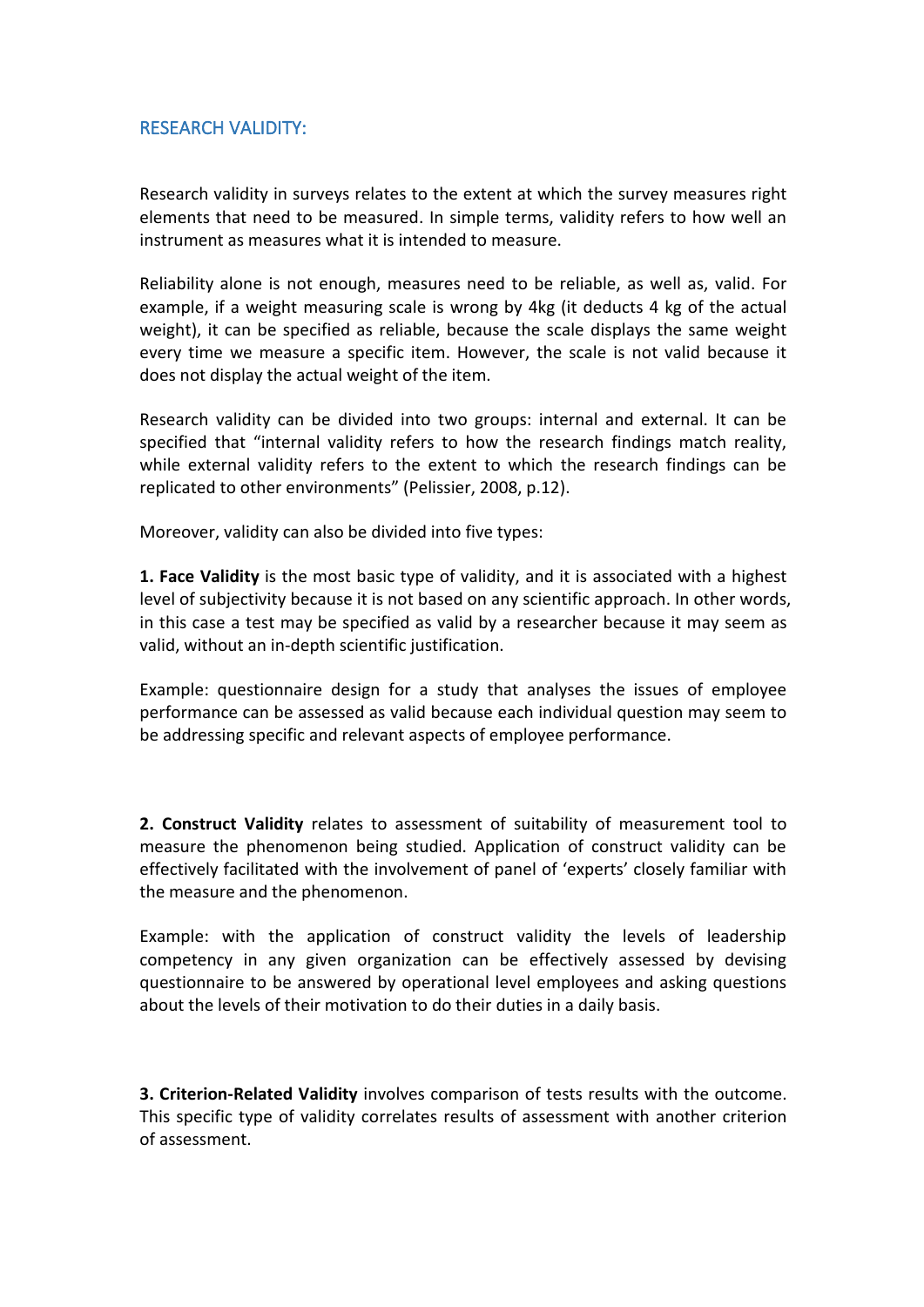## RESEARCH VALIDITY:

Research validity in surveys relates to the extent at which the survey measures right elements that need to be measured. In simple terms, validity refers to how well an instrument as measures what it is intended to measure.

Reliability alone is not enough, measures need to be reliable, as well as, valid. For example, if a weight measuring scale is wrong by 4kg (it deducts 4 kg of the actual weight), it can be specified as reliable, because the scale displays the same weight every time we measure a specific item. However, the scale is not valid because it does not display the actual weight of the item.

Research validity can be divided into two groups: internal and external. It can be specified that "internal validity refers to how the research findings match reality, while external validity refers to the extent to which the research findings can be replicated to other environments" (Pelissier, 2008, p.12).

Moreover, validity can also be divided into five types:

**1. Face Validity** is the most basic type of validity, and it is associated with a highest level of subjectivity because it is not based on any scientific approach. In other words, in this case a test may be specified as valid by a researcher because it may seem as valid, without an in-depth scientific justification.

Example: questionnaire design for a study that analyses the issues of employee performance can be assessed as valid because each individual question may seem to be addressing specific and relevant aspects of employee performance.

**2. Construct Validity** relates to assessment of suitability of measurement tool to measure the phenomenon being studied. Application of construct validity can be effectively facilitated with the involvement of panel of 'experts' closely familiar with the measure and the phenomenon.

Example: with the application of construct validity the levels of leadership competency in any given organization can be effectively assessed by devising questionnaire to be answered by operational level employees and asking questions about the levels of their motivation to do their duties in a daily basis.

**3. Criterion-Related Validity** involves comparison of tests results with the outcome. This specific type of validity correlates results of assessment with another criterion of assessment.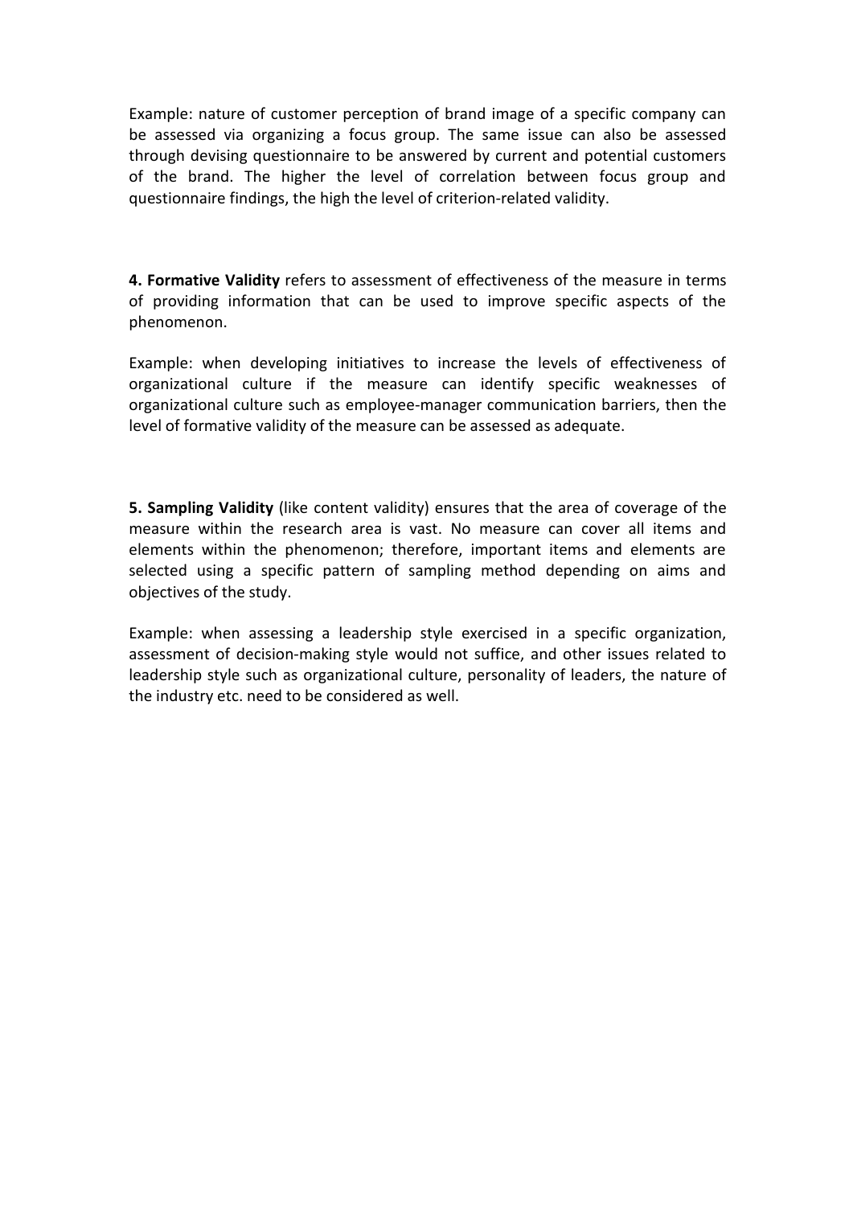Example: nature of customer perception of brand image of a specific company can be assessed via organizing a focus group. The same issue can also be assessed through devising questionnaire to be answered by current and potential customers of the brand. The higher the level of correlation between focus group and questionnaire findings, the high the level of criterion-related validity.

**4. Formative Validity** refers to assessment of effectiveness of the measure in terms of providing information that can be used to improve specific aspects of the phenomenon.

Example: when developing initiatives to increase the levels of effectiveness of organizational culture if the measure can identify specific weaknesses of organizational culture such as employee-manager communication barriers, then the level of formative validity of the measure can be assessed as adequate.

**5. Sampling Validity** (like content validity) ensures that the area of coverage of the measure within the research area is vast. No measure can cover all items and elements within the phenomenon; therefore, important items and elements are selected using a specific pattern of sampling method depending on aims and objectives of the study.

Example: when assessing a leadership style exercised in a specific organization, assessment of decision-making style would not suffice, and other issues related to leadership style such as organizational culture, personality of leaders, the nature of the industry etc. need to be considered as well.